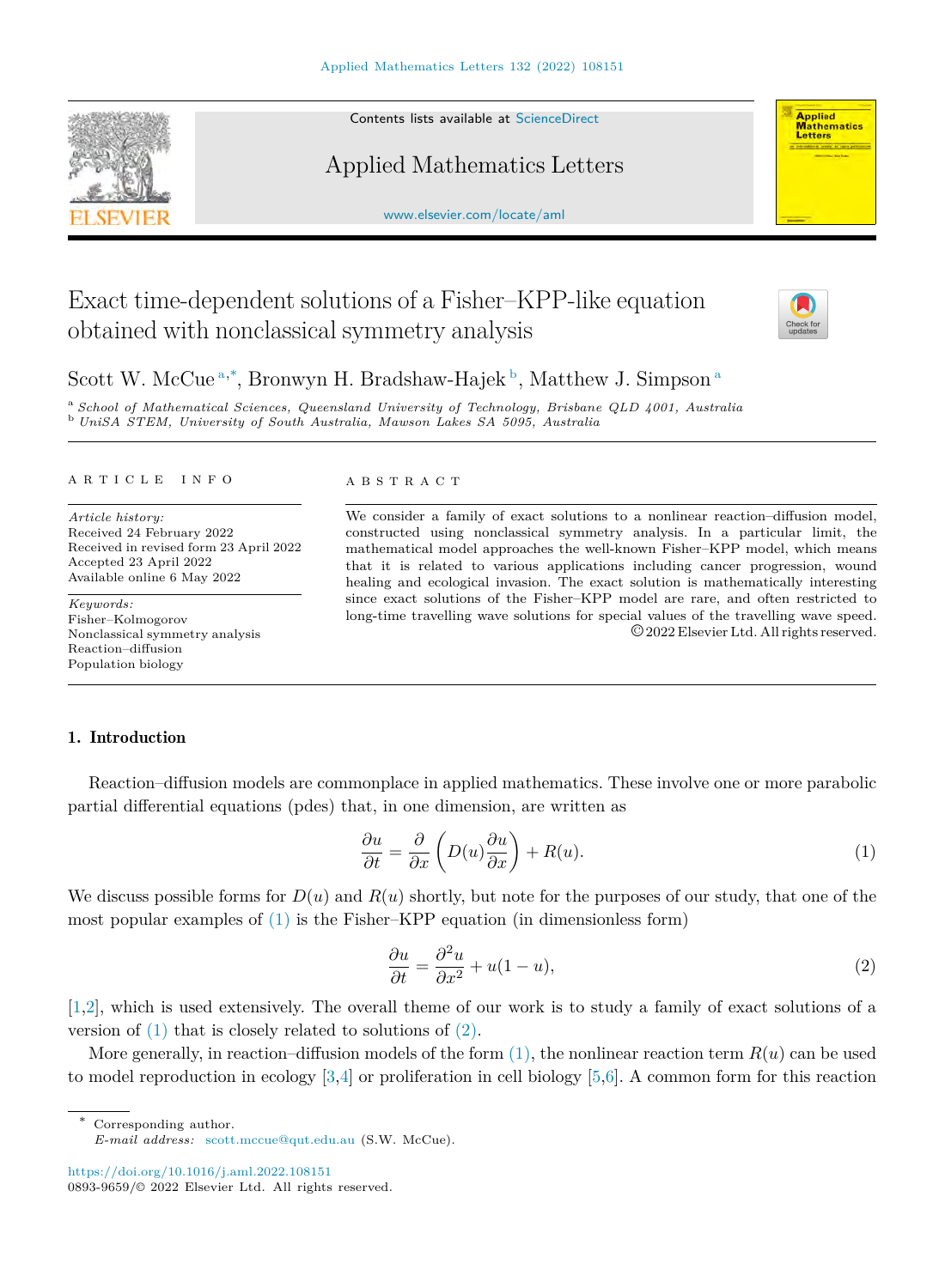# Exact time-dependent solutions of a Fisher–KPP-like equation obtained with nonclassical symmetry analysis

Scott W. McCue [a,*], Bronwyn H. Bradshaw-Hajek [b], Matthew J. Simpson [a]

[a] *School of Mathematical Sciences, Queensland University of Technology, Brisbane QLD 4001, Australia*
[b] *UniSA STEM, University of South Australia, Mawson Lakes SA 5095, Australia*

**ARTICLE INFO**

*Article history:*
Received 24 February 2022
Received in revised form 23 April 2022
Accepted 23 April 2022
Available online 6 May 2022

*Keywords:*
Fisher–Kolmogorov
Nonclassical symmetry analysis
Reaction–diffusion
Population biology

**ABSTRACT**

We consider a family of exact solutions to a nonlinear reaction–diffusion model, constructed using nonclassical symmetry analysis. In a particular limit, the mathematical model approaches the well-known Fisher–KPP model, which means that it is related to various applications including cancer progression, wound healing and ecological invasion. The exact solution is mathematically interesting since exact solutions of the Fisher–KPP model are rare, and often restricted to long-time travelling wave solutions for special values of the travelling wave speed.

© 2022 Elsevier Ltd. All rights reserved.

## 1. Introduction

Reaction–diffusion models are commonplace in applied mathematics. These involve one or more parabolic partial differential equations (pdes) that, in one dimension, are written as

$$\frac{\partial u}{\partial t} = \frac{\partial}{\partial x}\left(D(u)\frac{\partial u}{\partial x}\right) + R(u). \tag{1}$$

We discuss possible forms for $D(u)$ and $R(u)$ shortly, but note for the purposes of our study, that one of the most popular examples of (1) is the Fisher–KPP equation (in dimensionless form)

$$\frac{\partial u}{\partial t} = \frac{\partial^2 u}{\partial x^2} + u(1-u), \tag{2}$$

[1,2], which is used extensively. The overall theme of our work is to study a family of exact solutions of a version of (1) that is closely related to solutions of (2).

More generally, in reaction–diffusion models of the form (1), the nonlinear reaction term $R(u)$ can be used to model reproduction in ecology [3,4] or proliferation in cell biology [5,6]. A common form for this reaction

---

* Corresponding author.
*E-mail address:* scott.mccue@qut.edu.au (S.W. McCue).

https://doi.org/10.1016/j.aml.2022.108151
0893-9659/© 2022 Elsevier Ltd. All rights reserved.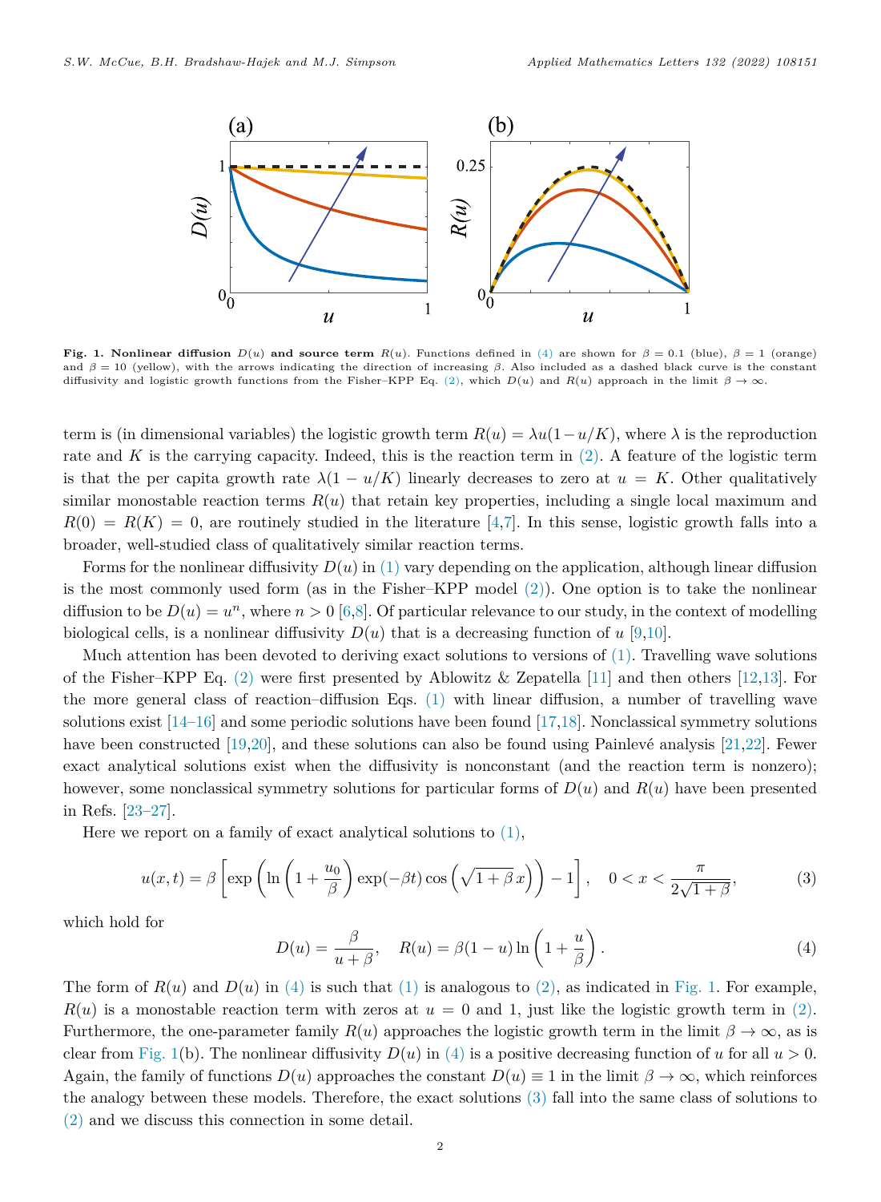**Fig. 1. Nonlinear diffusion $D(u)$ and source term $R(u)$.** Functions defined in (4) are shown for $\beta = 0.1$ (blue), $\beta = 1$ (orange) and $\beta = 10$ (yellow), with the arrows indicating the direction of increasing $\beta$. Also included as a dashed black curve is the constant diffusivity and logistic growth functions from the Fisher–KPP Eq. (2), which $D(u)$ and $R(u)$ approach in the limit $\beta \to \infty$.

term is (in dimensional variables) the logistic growth term $R(u) = \lambda u(1 - u/K)$, where $\lambda$ is the reproduction rate and $K$ is the carrying capacity. Indeed, this is the reaction term in (2). A feature of the logistic term is that the per capita growth rate $\lambda(1 - u/K)$ linearly decreases to zero at $u = K$. Other qualitatively similar monostable reaction terms $R(u)$ that retain key properties, including a single local maximum and $R(0) = R(K) = 0$, are routinely studied in the literature [4,7]. In this sense, logistic growth falls into a broader, well-studied class of qualitatively similar reaction terms.

Forms for the nonlinear diffusivity $D(u)$ in (1) vary depending on the application, although linear diffusion is the most commonly used form (as in the Fisher–KPP model (2)). One option is to take the nonlinear diffusion to be $D(u) = u^n$, where $n > 0$ [6,8]. Of particular relevance to our study, in the context of modelling biological cells, is a nonlinear diffusivity $D(u)$ that is a decreasing function of $u$ [9,10].

Much attention has been devoted to deriving exact solutions to versions of (1). Travelling wave solutions of the Fisher–KPP Eq. (2) were first presented by Ablowitz & Zepatella [11] and then others [12,13]. For the more general class of reaction–diffusion Eqs. (1) with linear diffusion, a number of travelling wave solutions exist [14–16] and some periodic solutions have been found [17,18]. Nonclassical symmetry solutions have been constructed [19,20], and these solutions can also be found using Painlevé analysis [21,22]. Fewer exact analytical solutions exist when the diffusivity is nonconstant (and the reaction term is nonzero); however, some nonclassical symmetry solutions for particular forms of $D(u)$ and $R(u)$ have been presented in Refs. [23–27].

Here we report on a family of exact analytical solutions to (1),

$$u(x,t) = \beta \left[ \exp\left( \ln\left(1 + \frac{u_0}{\beta}\right) \exp(-\beta t) \cos\left(\sqrt{1+\beta}\, x\right)\right) - 1 \right], \quad 0 < x < \frac{\pi}{2\sqrt{1+\beta}}, \tag{3}$$

which hold for

$$D(u) = \frac{\beta}{u + \beta}, \quad R(u) = \beta(1-u)\ln\left(1 + \frac{u}{\beta}\right). \tag{4}$$

The form of $R(u)$ and $D(u)$ in (4) is such that (1) is analogous to (2), as indicated in Fig. 1. For example, $R(u)$ is a monostable reaction term with zeros at $u = 0$ and 1, just like the logistic growth term in (2). Furthermore, the one-parameter family $R(u)$ approaches the logistic growth term in the limit $\beta \to \infty$, as is clear from Fig. 1(b). The nonlinear diffusivity $D(u)$ in (4) is a positive decreasing function of $u$ for all $u > 0$. Again, the family of functions $D(u)$ approaches the constant $D(u) \equiv 1$ in the limit $\beta \to \infty$, which reinforces the analogy between these models. Therefore, the exact solutions (3) fall into the same class of solutions to (2) and we discuss this connection in some detail.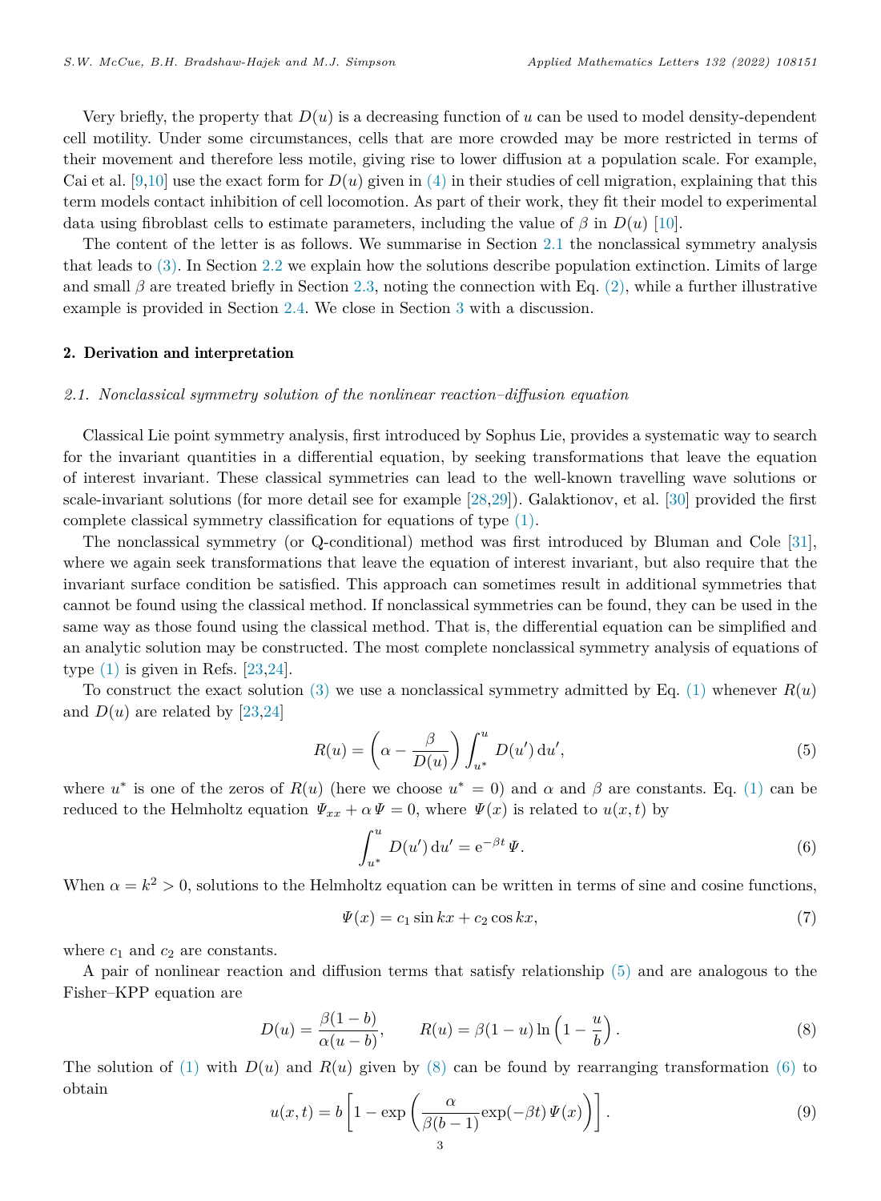Very briefly, the property that $D(u)$ is a decreasing function of $u$ can be used to model density-dependent cell motility. Under some circumstances, cells that are more crowded may be more restricted in terms of their movement and therefore less motile, giving rise to lower diffusion at a population scale. For example, Cai et al. [9,10] use the exact form for $D(u)$ given in (4) in their studies of cell migration, explaining that this term models contact inhibition of cell locomotion. As part of their work, they fit their model to experimental data using fibroblast cells to estimate parameters, including the value of $\beta$ in $D(u)$ [10].

The content of the letter is as follows. We summarise in Section 2.1 the nonclassical symmetry analysis that leads to (3). In Section 2.2 we explain how the solutions describe population extinction. Limits of large and small $\beta$ are treated briefly in Section 2.3, noting the connection with Eq. (2), while a further illustrative example is provided in Section 2.4. We close in Section 3 with a discussion.

## 2. Derivation and interpretation

### *2.1. Nonclassical symmetry solution of the nonlinear reaction–diffusion equation*

Classical Lie point symmetry analysis, first introduced by Sophus Lie, provides a systematic way to search for the invariant quantities in a differential equation, by seeking transformations that leave the equation of interest invariant. These classical symmetries can lead to the well-known travelling wave solutions or scale-invariant solutions (for more detail see for example [28,29]). Galaktionov, et al. [30] provided the first complete classical symmetry classification for equations of type (1).

The nonclassical symmetry (or Q-conditional) method was first introduced by Bluman and Cole [31], where we again seek transformations that leave the equation of interest invariant, but also require that the invariant surface condition be satisfied. This approach can sometimes result in additional symmetries that cannot be found using the classical method. If nonclassical symmetries can be found, they can be used in the same way as those found using the classical method. That is, the differential equation can be simplified and an analytic solution may be constructed. The most complete nonclassical symmetry analysis of equations of type (1) is given in Refs. [23,24].

To construct the exact solution (3) we use a nonclassical symmetry admitted by Eq. (1) whenever $R(u)$ and $D(u)$ are related by [23,24]

$$R(u) = \left(\alpha - \frac{\beta}{D(u)}\right) \int_{u^*}^{u} D(u')\,\mathrm{d}u', \tag{5}$$

where $u^*$ is one of the zeros of $R(u)$ (here we choose $u^* = 0$) and $\alpha$ and $\beta$ are constants. Eq. (1) can be reduced to the Helmholtz equation $\Psi_{xx} + \alpha\Psi = 0$, where $\Psi(x)$ is related to $u(x,t)$ by

$$\int_{u^*}^{u} D(u')\,\mathrm{d}u' = \mathrm{e}^{-\beta t}\,\Psi. \tag{6}$$

When $\alpha = k^2 > 0$, solutions to the Helmholtz equation can be written in terms of sine and cosine functions,

$$\Psi(x) = c_1 \sin kx + c_2 \cos kx, \tag{7}$$

where $c_1$ and $c_2$ are constants.

A pair of nonlinear reaction and diffusion terms that satisfy relationship (5) and are analogous to the Fisher–KPP equation are

$$D(u) = \frac{\beta(1-b)}{\alpha(u-b)}, \qquad R(u) = \beta(1-u)\ln\left(1 - \frac{u}{b}\right). \tag{8}$$

The solution of (1) with $D(u)$ and $R(u)$ given by (8) can be found by rearranging transformation (6) to obtain

$$u(x,t) = b\left[1 - \exp\left(\frac{\alpha}{\beta(b-1)}\exp(-\beta t)\,\Psi(x)\right)\right]. \tag{9}$$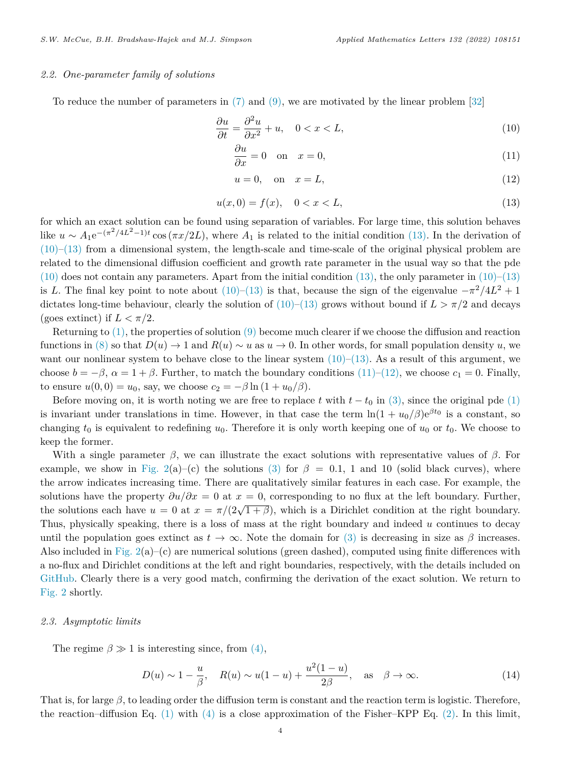### 2.2. One-parameter family of solutions

To reduce the number of parameters in (7) and (9), we are motivated by the linear problem [32]

$$\frac{\partial u}{\partial t} = \frac{\partial^2 u}{\partial x^2} + u, \quad 0 < x < L, \tag{10}$$

$$\frac{\partial u}{\partial x} = 0 \quad \text{on} \quad x = 0, \tag{11}$$

$$u = 0, \quad \text{on} \quad x = L, \tag{12}$$

$$u(x, 0) = f(x), \quad 0 < x < L, \tag{13}$$

for which an exact solution can be found using separation of variables. For large time, this solution behaves like $u \sim A_1 \mathrm{e}^{-(\pi^2/4L^2-1)t} \cos(\pi x/2L)$, where $A_1$ is related to the initial condition (13). In the derivation of (10)–(13) from a dimensional system, the length-scale and time-scale of the original physical problem are related to the dimensional diffusion coefficient and growth rate parameter in the usual way so that the pde (10) does not contain any parameters. Apart from the initial condition (13), the only parameter in (10)–(13) is $L$. The final key point to note about (10)–(13) is that, because the sign of the eigenvalue $-\pi^2/4L^2 + 1$ dictates long-time behaviour, clearly the solution of (10)–(13) grows without bound if $L > \pi/2$ and decays (goes extinct) if $L < \pi/2$.

Returning to (1), the properties of solution (9) become much clearer if we choose the diffusion and reaction functions in (8) so that $D(u) \to 1$ and $R(u) \sim u$ as $u \to 0$. In other words, for small population density $u$, we want our nonlinear system to behave close to the linear system (10)–(13). As a result of this argument, we choose $b = -\beta$, $\alpha = 1 + \beta$. Further, to match the boundary conditions (11)–(12), we choose $c_1 = 0$. Finally, to ensure $u(0, 0) = u_0$, say, we choose $c_2 = -\beta \ln(1 + u_0/\beta)$.

Before moving on, it is worth noting we are free to replace $t$ with $t - t_0$ in (3), since the original pde (1) is invariant under translations in time. However, in that case the term $\ln(1 + u_0/\beta)\mathrm{e}^{\beta t_0}$ is a constant, so changing $t_0$ is equivalent to redefining $u_0$. Therefore it is only worth keeping one of $u_0$ or $t_0$. We choose to keep the former.

With a single parameter $\beta$, we can illustrate the exact solutions with representative values of $\beta$. For example, we show in Fig. 2(a)–(c) the solutions (3) for $\beta = 0.1$, 1 and 10 (solid black curves), where the arrow indicates increasing time. There are qualitatively similar features in each case. For example, the solutions have the property $\partial u/\partial x = 0$ at $x = 0$, corresponding to no flux at the left boundary. Further, the solutions each have $u = 0$ at $x = \pi/(2\sqrt{1 + \beta})$, which is a Dirichlet condition at the right boundary. Thus, physically speaking, there is a loss of mass at the right boundary and indeed $u$ continues to decay until the population goes extinct as $t \to \infty$. Note the domain for (3) is decreasing in size as $\beta$ increases. Also included in Fig. 2(a)–(c) are numerical solutions (green dashed), computed using finite differences with a no-flux and Dirichlet conditions at the left and right boundaries, respectively, with the details included on GitHub. Clearly there is a very good match, confirming the derivation of the exact solution. We return to Fig. 2 shortly.

### 2.3. Asymptotic limits

The regime $\beta \gg 1$ is interesting since, from (4),

$$D(u) \sim 1 - \frac{u}{\beta}, \quad R(u) \sim u(1-u) + \frac{u^2(1-u)}{2\beta}, \quad \text{as} \quad \beta \to \infty. \tag{14}$$

That is, for large $\beta$, to leading order the diffusion term is constant and the reaction term is logistic. Therefore, the reaction–diffusion Eq. (1) with (4) is a close approximation of the Fisher–KPP Eq. (2). In this limit,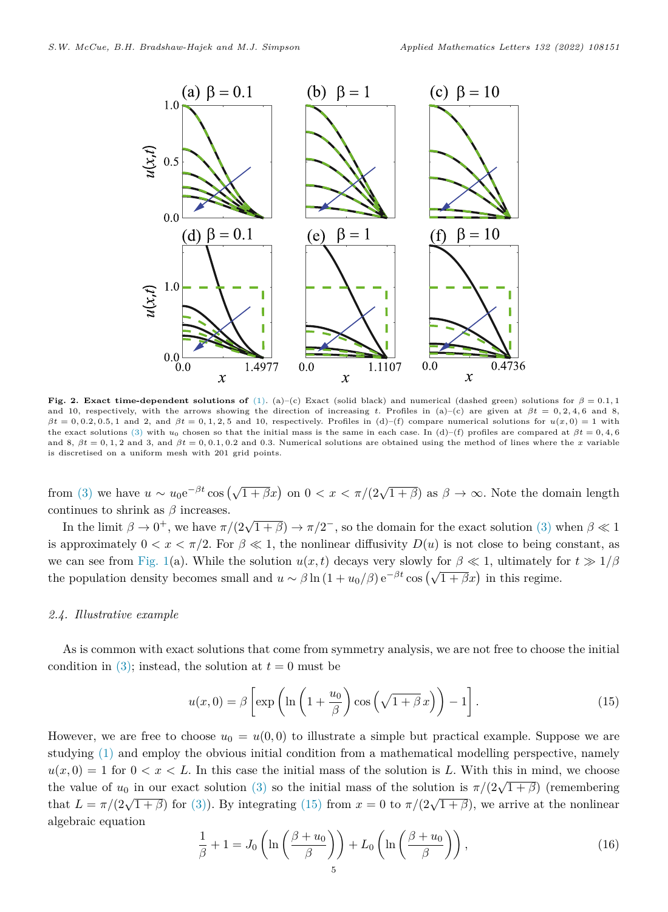**Fig. 2. Exact time-dependent solutions of (1).** (a)–(c) Exact (solid black) and numerical (dashed green) solutions for $\beta = 0.1, 1$ and 10, respectively, with the arrows showing the direction of increasing $t$. Profiles in (a)–(c) are given at $\beta t = 0, 2, 4, 6$ and 8, $\beta t = 0, 0.2, 0.5, 1$ and 2, and $\beta t = 0, 1, 2, 5$ and 10, respectively. Profiles in (d)–(f) compare numerical solutions for $u(x, 0) = 1$ with the exact solutions (3) with $u_0$ chosen so that the initial mass is the same in each case. In (d)–(f) profiles are compared at $\beta t = 0, 4, 6$ and 8, $\beta t = 0, 1, 2$ and 3, and $\beta t = 0, 0.1, 0.2$ and 0.3. Numerical solutions are obtained using the method of lines where the $x$ variable is discretised on a uniform mesh with 201 grid points.

from (3) we have $u \sim u_0 \mathrm{e}^{-\beta t} \cos\left(\sqrt{1+\beta}x\right)$ on $0 < x < \pi/(2\sqrt{1+\beta})$ as $\beta \to \infty$. Note the domain length continues to shrink as $\beta$ increases.

In the limit $\beta \to 0^+$, we have $\pi/(2\sqrt{1+\beta}) \to \pi/2^-$, so the domain for the exact solution (3) when $\beta \ll 1$ is approximately $0 < x < \pi/2$. For $\beta \ll 1$, the nonlinear diffusivity $D(u)$ is not close to being constant, as we can see from Fig. 1(a). While the solution $u(x, t)$ decays very slowly for $\beta \ll 1$, ultimately for $t \gg 1/\beta$ the population density becomes small and $u \sim \beta \ln(1 + u_0/\beta)\, \mathrm{e}^{-\beta t} \cos\left(\sqrt{1+\beta}x\right)$ in this regime.

### *2.4. Illustrative example*

As is common with exact solutions that come from symmetry analysis, we are not free to choose the initial condition in (3); instead, the solution at $t = 0$ must be

$$u(x, 0) = \beta \left[\exp\left(\ln\left(1 + \frac{u_0}{\beta}\right)\cos\left(\sqrt{1+\beta}\,x\right)\right) - 1\right]. \tag{15}$$

However, we are free to choose $u_0 = u(0, 0)$ to illustrate a simple but practical example. Suppose we are studying (1) and employ the obvious initial condition from a mathematical modelling perspective, namely $u(x, 0) = 1$ for $0 < x < L$. In this case the initial mass of the solution is $L$. With this in mind, we choose the value of $u_0$ in our exact solution (3) so the initial mass of the solution is $\pi/(2\sqrt{1+\beta})$ (remembering that $L = \pi/(2\sqrt{1+\beta})$ for (3)). By integrating (15) from $x = 0$ to $\pi/(2\sqrt{1+\beta})$, we arrive at the nonlinear algebraic equation

$$\frac{1}{\beta} + 1 = J_0\left(\ln\left(\frac{\beta + u_0}{\beta}\right)\right) + L_0\left(\ln\left(\frac{\beta + u_0}{\beta}\right)\right), \tag{16}$$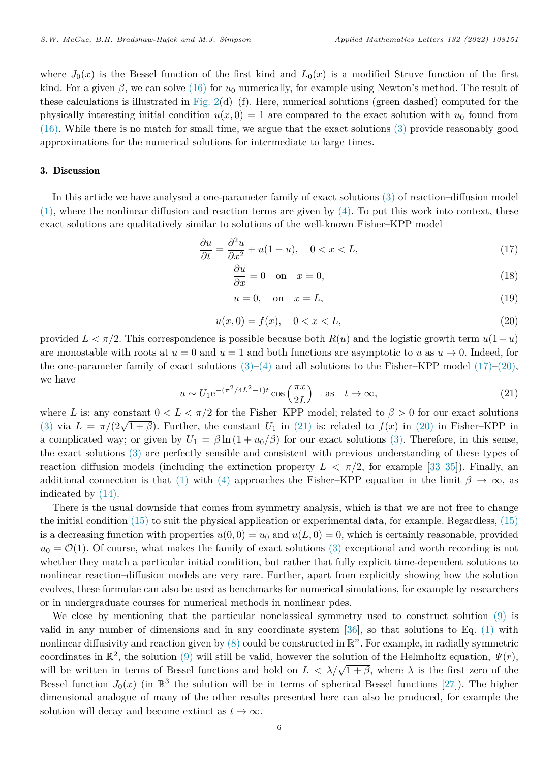where $J_0(x)$ is the Bessel function of the first kind and $L_0(x)$ is a modified Struve function of the first kind. For a given $\beta$, we can solve (16) for $u_0$ numerically, for example using Newton's method. The result of these calculations is illustrated in Fig. 2(d)–(f). Here, numerical solutions (green dashed) computed for the physically interesting initial condition $u(x, 0) = 1$ are compared to the exact solution with $u_0$ found from (16). While there is no match for small time, we argue that the exact solutions (3) provide reasonably good approximations for the numerical solutions for intermediate to large times.

## 3. Discussion

In this article we have analysed a one-parameter family of exact solutions (3) of reaction–diffusion model (1), where the nonlinear diffusion and reaction terms are given by (4). To put this work into context, these exact solutions are qualitatively similar to solutions of the well-known Fisher–KPP model

$$\frac{\partial u}{\partial t} = \frac{\partial^2 u}{\partial x^2} + u(1-u), \quad 0 < x < L, \tag{17}$$

$$\frac{\partial u}{\partial x} = 0 \quad \text{on} \quad x = 0, \tag{18}$$

$$u = 0, \quad \text{on} \quad x = L, \tag{19}$$

$$u(x, 0) = f(x), \quad 0 < x < L, \tag{20}$$

provided $L < \pi/2$. This correspondence is possible because both $R(u)$ and the logistic growth term $u(1-u)$ are monostable with roots at $u = 0$ and $u = 1$ and both functions are asymptotic to $u$ as $u \to 0$. Indeed, for the one-parameter family of exact solutions (3)–(4) and all solutions to the Fisher–KPP model (17)–(20), we have

$$u \sim U_1 \mathrm{e}^{-(\pi^2/4L^2-1)t} \cos\left(\frac{\pi x}{2L}\right) \quad \text{as} \quad t \to \infty, \tag{21}$$

where $L$ is: any constant $0 < L < \pi/2$ for the Fisher–KPP model; related to $\beta > 0$ for our exact solutions (3) via $L = \pi/(2\sqrt{1+\beta})$. Further, the constant $U_1$ in (21) is: related to $f(x)$ in (20) in Fisher–KPP in a complicated way; or given by $U_1 = \beta \ln(1 + u_0/\beta)$ for our exact solutions (3). Therefore, in this sense, the exact solutions (3) are perfectly sensible and consistent with previous understanding of these types of reaction–diffusion models (including the extinction property $L < \pi/2$, for example [33–35]). Finally, an additional connection is that (1) with (4) approaches the Fisher–KPP equation in the limit $\beta \to \infty$, as indicated by (14).

There is the usual downside that comes from symmetry analysis, which is that we are not free to change the initial condition (15) to suit the physical application or experimental data, for example. Regardless, (15) is a decreasing function with properties $u(0, 0) = u_0$ and $u(L, 0) = 0$, which is certainly reasonable, provided $u_0 = \mathcal{O}(1)$. Of course, what makes the family of exact solutions (3) exceptional and worth recording is not whether they match a particular initial condition, but rather that fully explicit time-dependent solutions to nonlinear reaction–diffusion models are very rare. Further, apart from explicitly showing how the solution evolves, these formulae can also be used as benchmarks for numerical simulations, for example by researchers or in undergraduate courses for numerical methods in nonlinear pdes.

We close by mentioning that the particular nonclassical symmetry used to construct solution (9) is valid in any number of dimensions and in any coordinate system [36], so that solutions to Eq. (1) with nonlinear diffusivity and reaction given by (8) could be constructed in $\mathbb{R}^n$. For example, in radially symmetric coordinates in $\mathbb{R}^2$, the solution (9) will still be valid, however the solution of the Helmholtz equation, $\Psi(r)$, will be written in terms of Bessel functions and hold on $L < \lambda/\sqrt{1+\beta}$, where $\lambda$ is the first zero of the Bessel function $J_0(x)$ (in $\mathbb{R}^3$ the solution will be in terms of spherical Bessel functions [27]). The higher dimensional analogue of many of the other results presented here can also be produced, for example the solution will decay and become extinct as $t \to \infty$.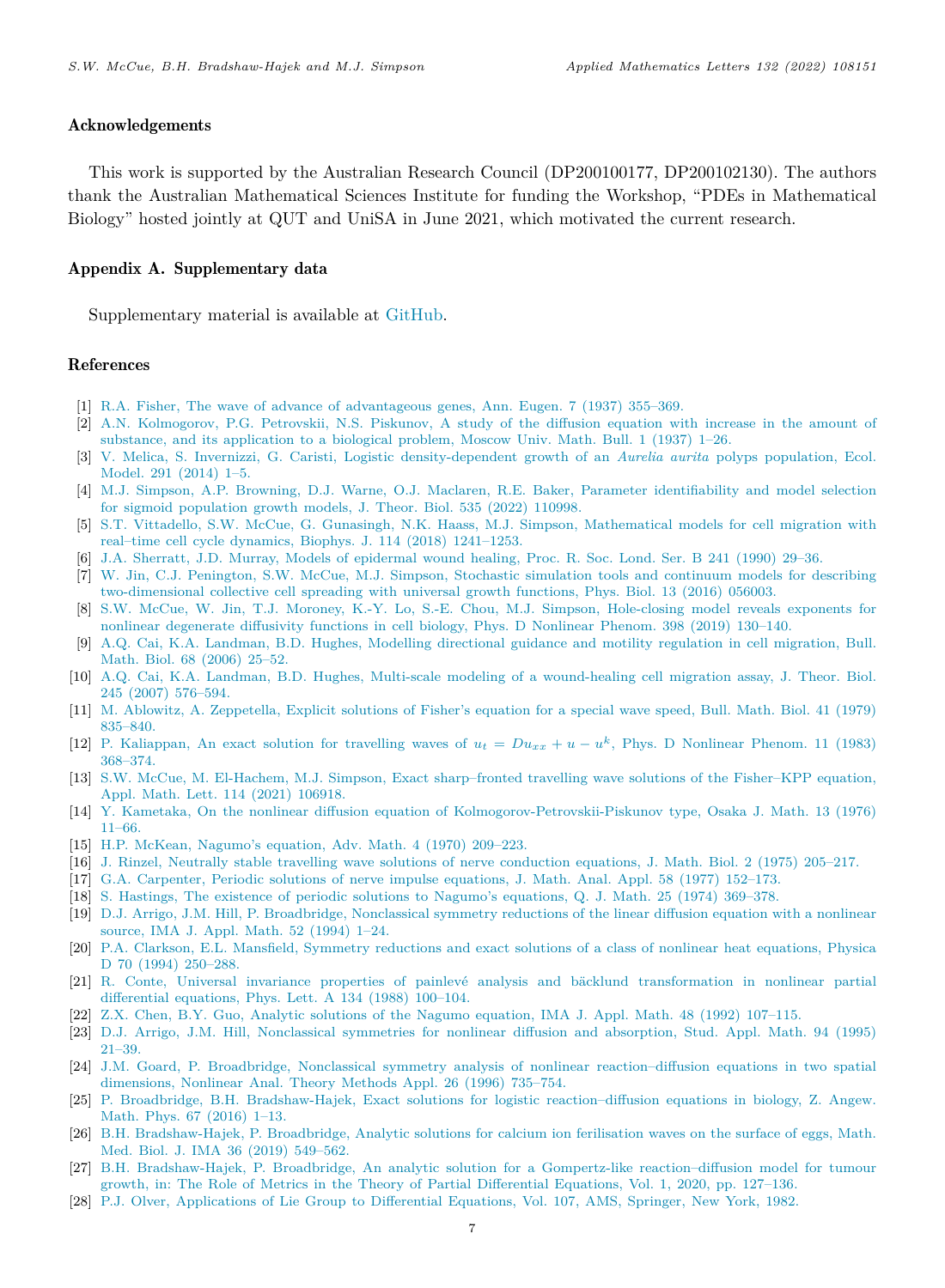## Acknowledgements

This work is supported by the Australian Research Council (DP200100177, DP200102130). The authors thank the Australian Mathematical Sciences Institute for funding the Workshop, "PDEs in Mathematical Biology" hosted jointly at QUT and UniSA in June 2021, which motivated the current research.

## Appendix A. Supplementary data

Supplementary material is available at GitHub.

## References

[1] R.A. Fisher, The wave of advance of advantageous genes, Ann. Eugen. 7 (1937) 355–369.

[2] A.N. Kolmogorov, P.G. Petrovskii, N.S. Piskunov, A study of the diffusion equation with increase in the amount of substance, and its application to a biological problem, Moscow Univ. Math. Bull. 1 (1937) 1–26.

[3] V. Melica, S. Invernizzi, G. Caristi, Logistic density-dependent growth of an *Aurelia aurita* polyps population, Ecol. Model. 291 (2014) 1–5.

[4] M.J. Simpson, A.P. Browning, D.J. Warne, O.J. Maclaren, R.E. Baker, Parameter identifiability and model selection for sigmoid population growth models, J. Theor. Biol. 535 (2022) 110998.

[5] S.T. Vittadello, S.W. McCue, G. Gunasingh, N.K. Haass, M.J. Simpson, Mathematical models for cell migration with real–time cell cycle dynamics, Biophys. J. 114 (2018) 1241–1253.

[6] J.A. Sherratt, J.D. Murray, Models of epidermal wound healing, Proc. R. Soc. Lond. Ser. B 241 (1990) 29–36.

[7] W. Jin, C.J. Penington, S.W. McCue, M.J. Simpson, Stochastic simulation tools and continuum models for describing two-dimensional collective cell spreading with universal growth functions, Phys. Biol. 13 (2016) 056003.

[8] S.W. McCue, W. Jin, T.J. Moroney, K.-Y. Lo, S.-E. Chou, M.J. Simpson, Hole-closing model reveals exponents for nonlinear degenerate diffusivity functions in cell biology, Phys. D Nonlinear Phenom. 398 (2019) 130–140.

[9] A.Q. Cai, K.A. Landman, B.D. Hughes, Modelling directional guidance and motility regulation in cell migration, Bull. Math. Biol. 68 (2006) 25–52.

[10] A.Q. Cai, K.A. Landman, B.D. Hughes, Multi-scale modeling of a wound-healing cell migration assay, J. Theor. Biol. 245 (2007) 576–594.

[11] M. Ablowitz, A. Zeppetella, Explicit solutions of Fisher's equation for a special wave speed, Bull. Math. Biol. 41 (1979) 835–840.

[12] P. Kaliappan, An exact solution for travelling waves of $u_t = Du_{xx} + u - u^k$, Phys. D Nonlinear Phenom. 11 (1983) 368–374.

[13] S.W. McCue, M. El-Hachem, M.J. Simpson, Exact sharp–fronted travelling wave solutions of the Fisher–KPP equation, Appl. Math. Lett. 114 (2021) 106918.

[14] Y. Kametaka, On the nonlinear diffusion equation of Kolmogorov-Petrovskii-Piskunov type, Osaka J. Math. 13 (1976) 11–66.

[15] H.P. McKean, Nagumo's equation, Adv. Math. 4 (1970) 209–223.

[16] J. Rinzel, Neutrally stable travelling wave solutions of nerve conduction equations, J. Math. Biol. 2 (1975) 205–217.

[17] G.A. Carpenter, Periodic solutions of nerve impulse equations, J. Math. Anal. Appl. 58 (1977) 152–173.

[18] S. Hastings, The existence of periodic solutions to Nagumo's equations, Q. J. Math. 25 (1974) 369–378.

[19] D.J. Arrigo, J.M. Hill, P. Broadbridge, Nonclassical symmetry reductions of the linear diffusion equation with a nonlinear source, IMA J. Appl. Math. 52 (1994) 1–24.

[20] P.A. Clarkson, E.L. Mansfield, Symmetry reductions and exact solutions of a class of nonlinear heat equations, Physica D 70 (1994) 250–288.

[21] R. Conte, Universal invariance properties of painlevé analysis and bäcklund transformation in nonlinear partial differential equations, Phys. Lett. A 134 (1988) 100–104.

[22] Z.X. Chen, B.Y. Guo, Analytic solutions of the Nagumo equation, IMA J. Appl. Math. 48 (1992) 107–115.

[23] D.J. Arrigo, J.M. Hill, Nonclassical symmetries for nonlinear diffusion and absorption, Stud. Appl. Math. 94 (1995) 21–39.

[24] J.M. Goard, P. Broadbridge, Nonclassical symmetry analysis of nonlinear reaction–diffusion equations in two spatial dimensions, Nonlinear Anal. Theory Methods Appl. 26 (1996) 735–754.

[25] P. Broadbridge, B.H. Bradshaw-Hajek, Exact solutions for logistic reaction–diffusion equations in biology, Z. Angew. Math. Phys. 67 (2016) 1–13.

[26] B.H. Bradshaw-Hajek, P. Broadbridge, Analytic solutions for calcium ion ferilisation waves on the surface of eggs, Math. Med. Biol. J. IMA 36 (2019) 549–562.

[27] B.H. Bradshaw-Hajek, P. Broadbridge, An analytic solution for a Gompertz-like reaction–diffusion model for tumour growth, in: The Role of Metrics in the Theory of Partial Differential Equations, Vol. 1, 2020, pp. 127–136.

[28] P.J. Olver, Applications of Lie Group to Differential Equations, Vol. 107, AMS, Springer, New York, 1982.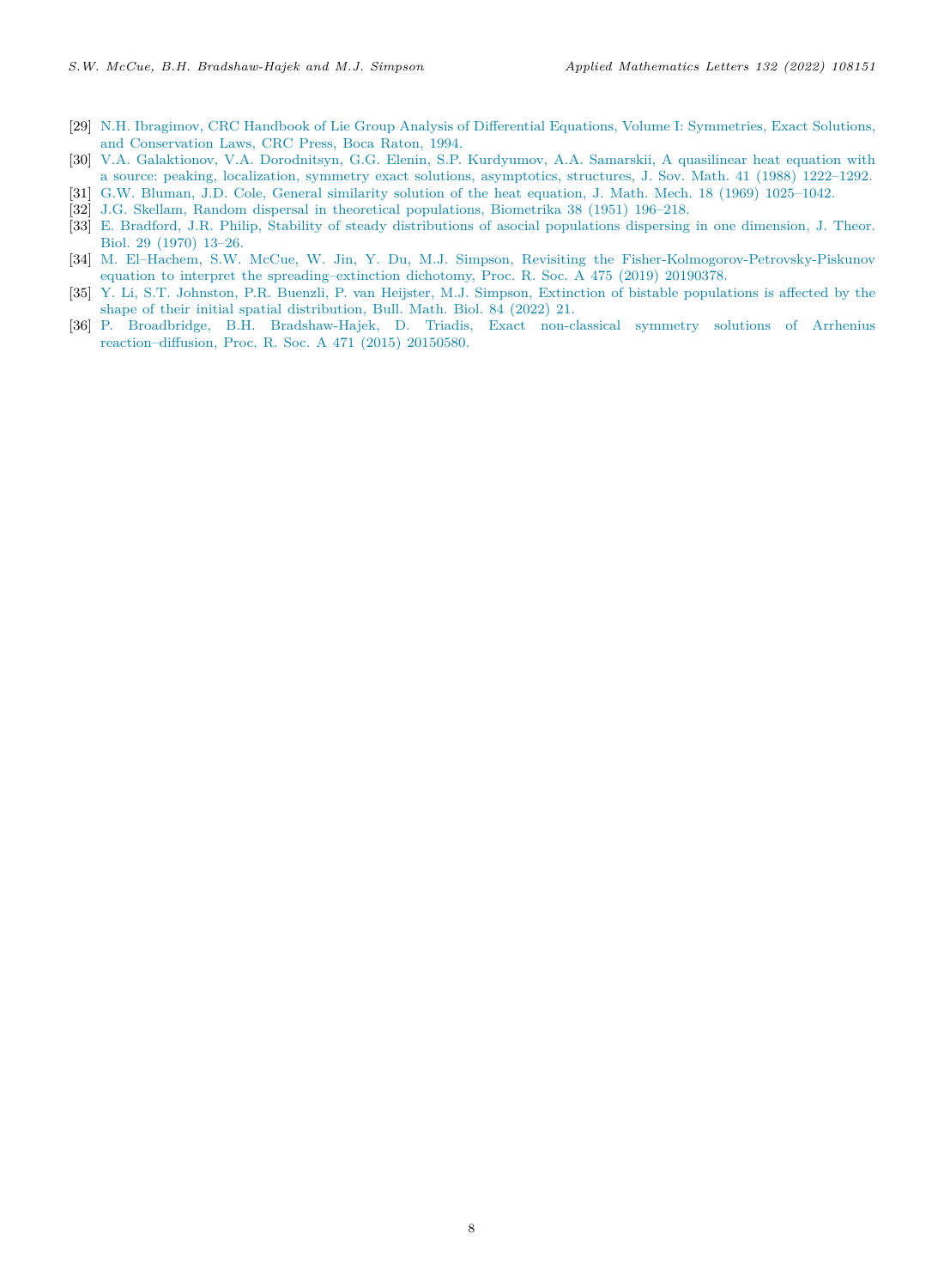[29] N.H. Ibragimov, CRC Handbook of Lie Group Analysis of Differential Equations, Volume I: Symmetries, Exact Solutions, and Conservation Laws, CRC Press, Boca Raton, 1994.

[30] V.A. Galaktionov, V.A. Dorodnitsyn, G.G. Elenin, S.P. Kurdyumov, A.A. Samarskii, A quasilinear heat equation with a source: peaking, localization, symmetry exact solutions, asymptotics, structures, J. Sov. Math. 41 (1988) 1222–1292.

[31] G.W. Bluman, J.D. Cole, General similarity solution of the heat equation, J. Math. Mech. 18 (1969) 1025–1042.

[32] J.G. Skellam, Random dispersal in theoretical populations, Biometrika 38 (1951) 196–218.

[33] E. Bradford, J.R. Philip, Stability of steady distributions of asocial populations dispersing in one dimension, J. Theor. Biol. 29 (1970) 13–26.

[34] M. El–Hachem, S.W. McCue, W. Jin, Y. Du, M.J. Simpson, Revisiting the Fisher-Kolmogorov-Petrovsky-Piskunov equation to interpret the spreading–extinction dichotomy, Proc. R. Soc. A 475 (2019) 20190378.

[35] Y. Li, S.T. Johnston, P.R. Buenzli, P. van Heijster, M.J. Simpson, Extinction of bistable populations is affected by the shape of their initial spatial distribution, Bull. Math. Biol. 84 (2022) 21.

[36] P. Broadbridge, B.H. Bradshaw-Hajek, D. Triadis, Exact non-classical symmetry solutions of Arrhenius reaction–diffusion, Proc. R. Soc. A 471 (2015) 20150580.